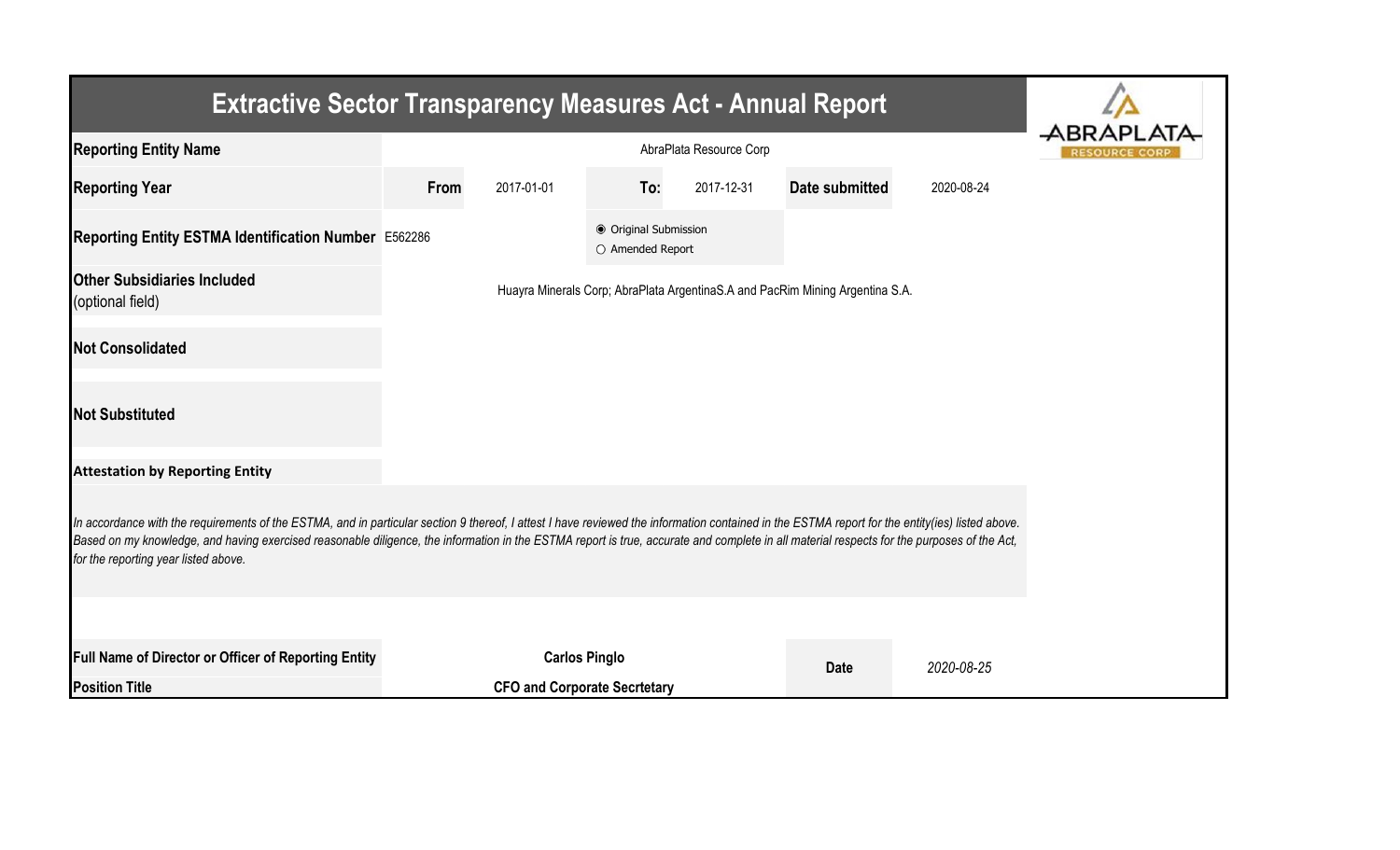# Extractive Sector Transparency Measures Act - Annual Report

| | | | | | | |
|---|---|---|---|---|---|---|
| **Reporting Entity Name** | AbraPlata Resource Corp | | | | | |
| **Reporting Year** | **From** | 2017-01-01 | **To:** | 2017-12-31 | **Date submitted** | 2020-08-24 |
| **Reporting Entity ESTMA Identification Number** | E562286 | | ◉ Original Submission ○ Amended Report | | | |
| **Other Subsidiaries Included** (optional field) | Huayra Minerals Corp; AbraPlata ArgentinaS.A and PacRim Mining Argentina S.A. | | | | | |
| **Not Consolidated** | | | | | | |
| **Not Substituted** | | | | | | |

**Attestation by Reporting Entity**

*In accordance with the requirements of the ESTMA, and in particular section 9 thereof, I attest I have reviewed the information contained in the ESTMA report for the entity(ies) listed above. Based on my knowledge, and having exercised reasonable diligence, the information in the ESTMA report is true, accurate and complete in all material respects for the purposes of the Act, for the reporting year listed above.*

| | | | |
|---|---|---|---|
| **Full Name of Director or Officer of Reporting Entity** | **Carlos Pinglo** | **Date** | *2020-08-25* |
| **Position Title** | **CFO and Corporate Secrtetary** | | |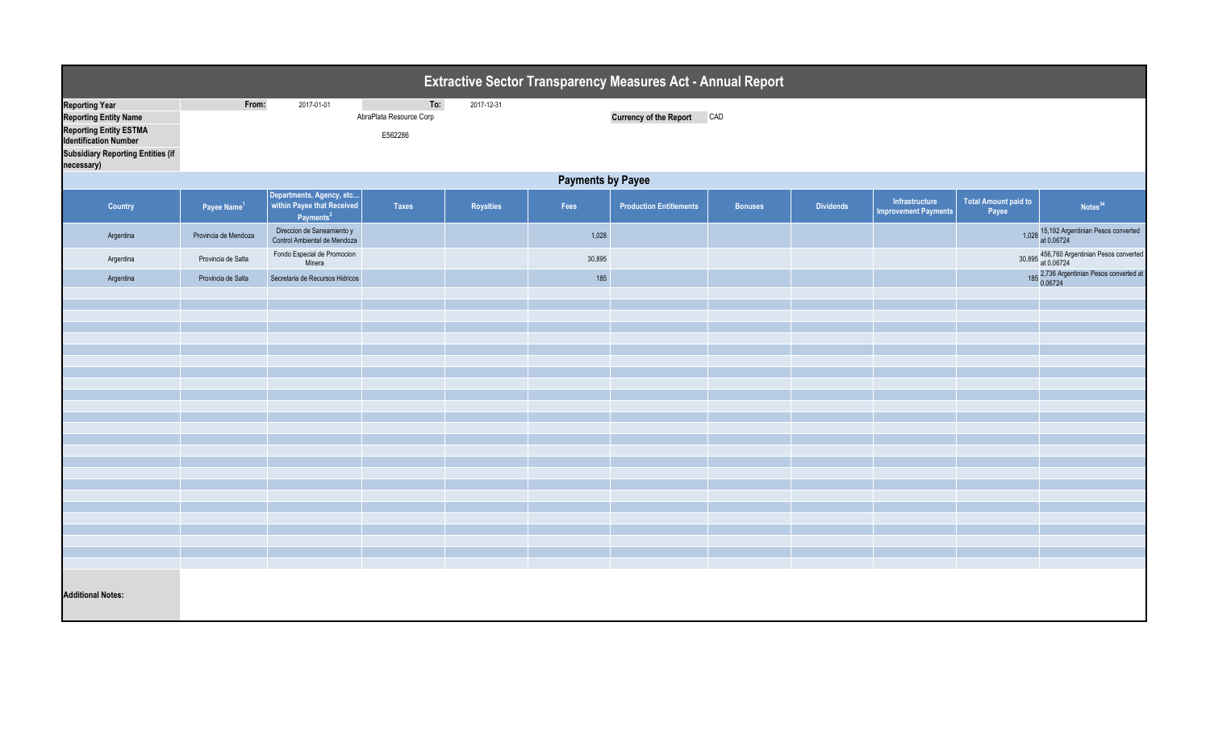# Extractive Sector Transparency Measures Act - Annual Report

| | | | |
|---|---|---|---|
| **Reporting Year** | From: 2017-01-01 | To: 2017-12-31 | |
| **Reporting Entity Name** | AbraPlata Resource Corp | **Currency of the Report** | CAD |
| **Reporting Entity ESTMA Identification Number** | E562286 | | |
| **Subsidiary Reporting Entities (if necessary)** | | | |

## Payments by Payee

| Country | Payee Name[1] | Departments, Agency, etc... within Payee that Received Payments[2] | Taxes | Royalties | Fees | Production Entitlements | Bonuses | Dividends | Infrastructure Improvement Payments | Total Amount paid to Payee | Notes[34] |
|---|---|---|---|---|---|---|---|---|---|---|---|
| Argentina | Provincia de Mendoza | Direccion de Saneamiento y Control Ambiental de Mendoza | | | 1,028 | | | | | 1,028 | 15,192 Argentinian Pesos converted at 0.06724 |
| Argentina | Provincia de Salta | Fondo Especial de Promocion Minera | | | 30,895 | | | | | 30,895 | 456,760 Argentinian Pesos converted at 0.06724 |
| Argentina | Provincia de Salta | Secretaria de Recursos Hidricos | | | 185 | | | | | 185 | 2,736 Argentinian Pesos converted at 0.06724 |

**Additional Notes:**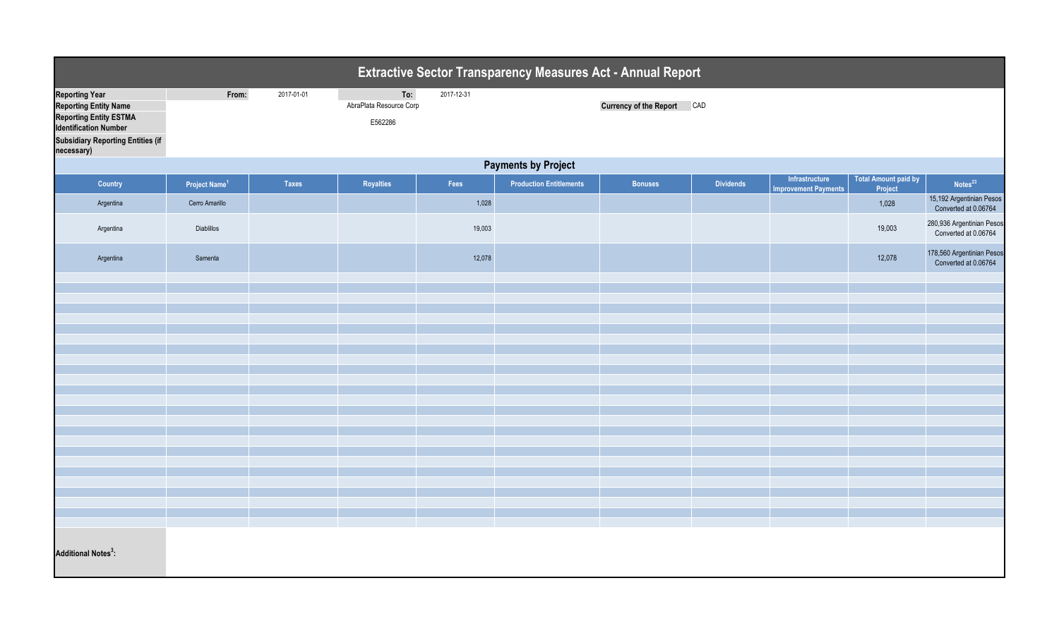# Extractive Sector Transparency Measures Act - Annual Report

| | | | | | |
|---|---|---|---|---|---|
| **Reporting Year** | **From:** | 2017-01-01 | **To:** | 2017-12-31 | |
| **Reporting Entity Name** | | AbraPlata Resource Corp | | **Currency of the Report** | CAD |
| **Reporting Entity ESTMA Identification Number** | | E562286 | | | |
| **Subsidiary Reporting Entities (if necessary)** | | | | | |

## Payments by Project

| Country | Project Name[1] | Taxes | Royalties | Fees | Production Entitlements | Bonuses | Dividends | Infrastructure Improvement Payments | Total Amount paid by Project | Notes[23] |
|---|---|---|---|---|---|---|---|---|---|---|
| Argentina | Cerro Amarillo | | | 1,028 | | | | | 1,028 | 15,192 Argentinian Pesos Converted at 0.06764 |
| Argentina | Diablillos | | | 19,003 | | | | | 19,003 | 280,936 Argentinian Pesos Converted at 0.06764 |
| Argentina | Samenta | | | 12,078 | | | | | 12,078 | 178,560 Argentinian Pesos Converted at 0.06764 |

**Additional Notes[3]:**